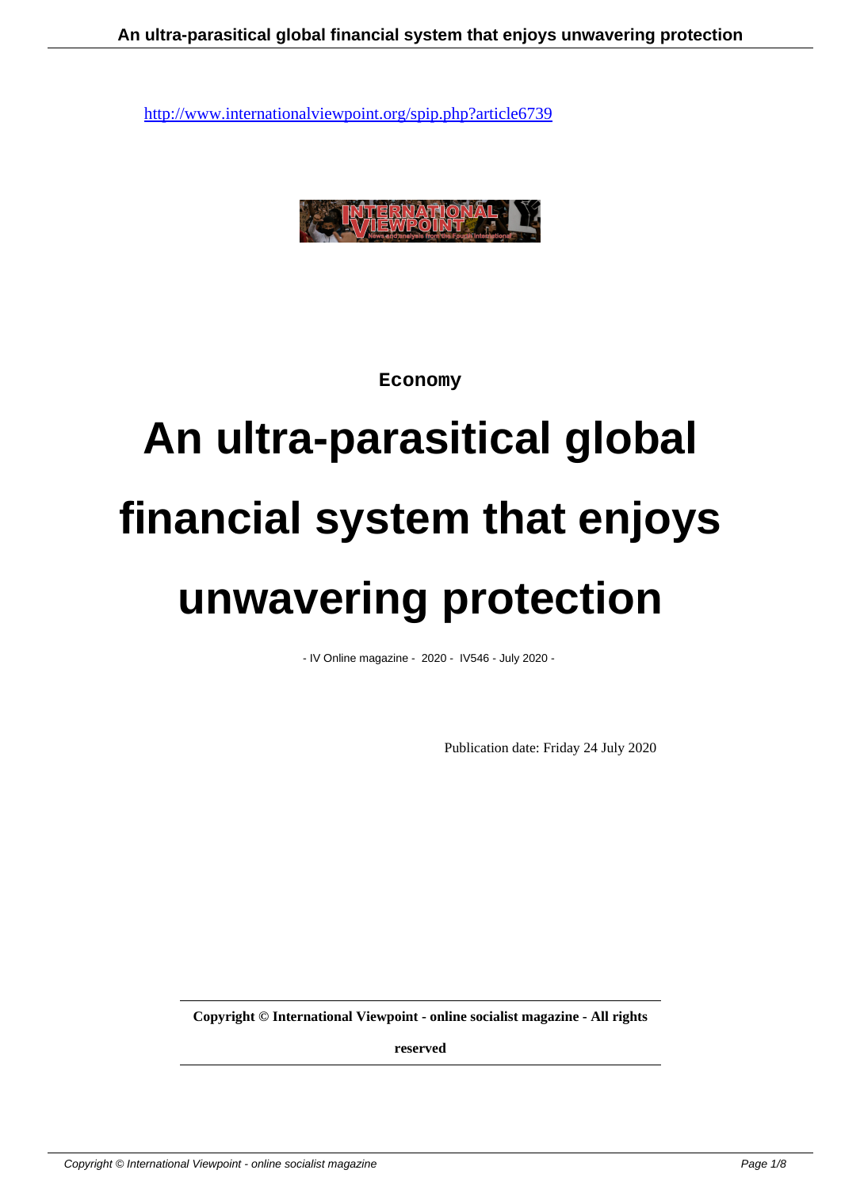http://www.internationalviewpoint.org/spip.php?article6739

Economy

# An ultra-parasitical global financial system that enjoys unwavering protection

- IV Online magazine - 2020 - IV546 - July 2020 -

Publication date: Friday 24 July 2020

**Copyright © International Viewpoint - online socialist magazine - All rights reserved**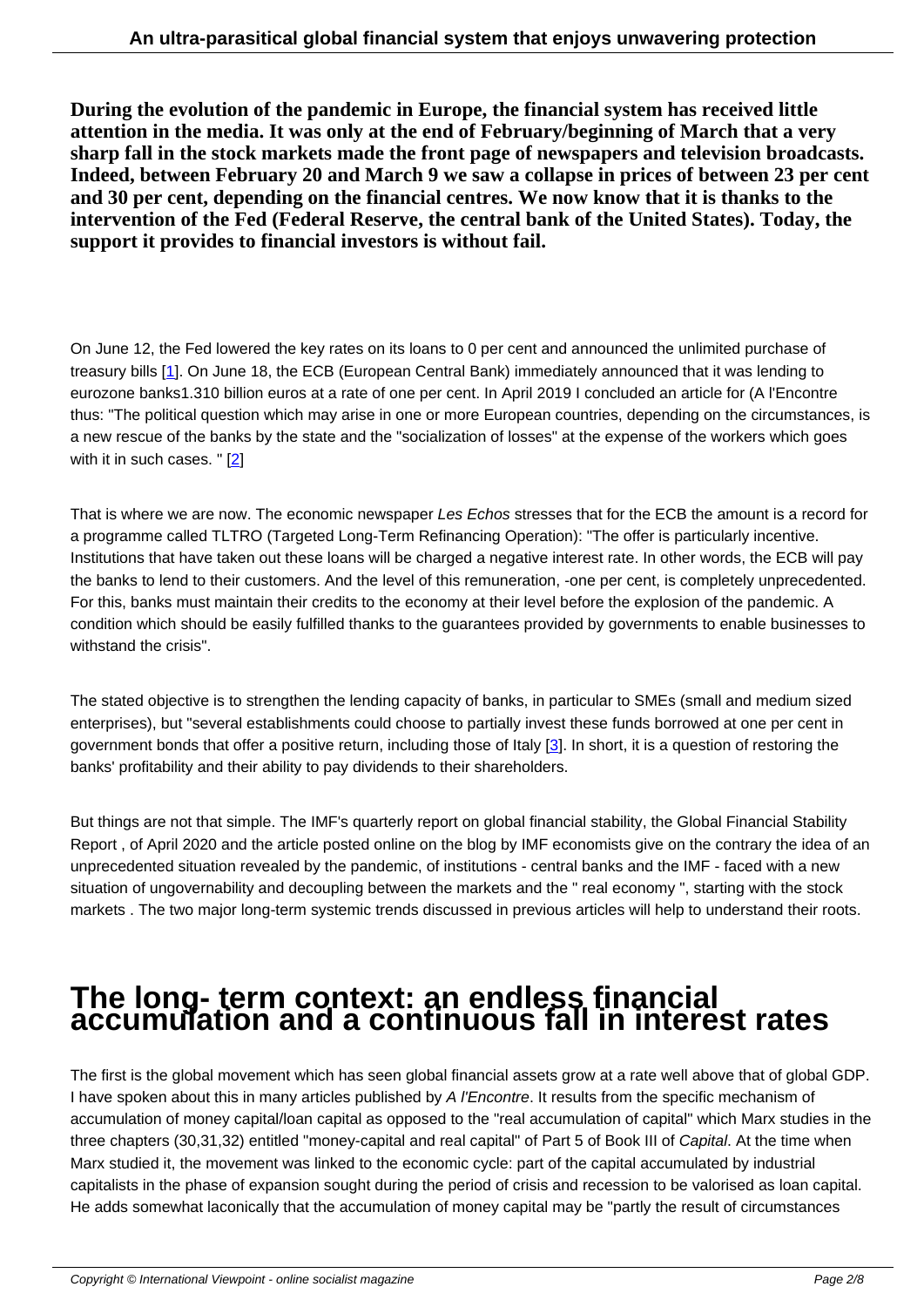**During the evolution of the pandemic in Europe, the financial system has received little attention in the media. It was only at the end of February/beginning of March that a very sharp fall in the stock markets made the front page of newspapers and television broadcasts. Indeed, between February 20 and March 9 we saw a collapse in prices of between 23 per cent and 30 per cent, depending on the financial centres. We now know that it is thanks to the intervention of the Fed (Federal Reserve, the central bank of the United States). Today, the support it provides to financial investors is without fail.**

On June 12, the Fed lowered the key rates on its loans to 0 per cent and announced the unlimited purchase of treasury bills [1]. On June 18, the ECB (European Central Bank) immediately announced that it was lending to eurozone banks1.310 billion euros at a rate of one per cent. In April 2019 I concluded an article for (A l'Encontre thus: "The political question which may arise in one or more European countries, depending on the circumstances, is a new rescue of the banks by the state and the "socialization of losses" at the expense of the workers which goes with it in such cases. " [2]

That is where we are now. The economic newspaper *Les Echos* stresses that for the ECB the amount is a record for a programme called TLTRO (Targeted Long-Term Refinancing Operation): "The offer is particularly incentive. Institutions that have taken out these loans will be charged a negative interest rate. In other words, the ECB will pay the banks to lend to their customers. And the level of this remuneration, -one per cent, is completely unprecedented. For this, banks must maintain their credits to the economy at their level before the explosion of the pandemic. A condition which should be easily fulfilled thanks to the guarantees provided by governments to enable businesses to withstand the crisis".

The stated objective is to strengthen the lending capacity of banks, in particular to SMEs (small and medium sized enterprises), but "several establishments could choose to partially invest these funds borrowed at one per cent in government bonds that offer a positive return, including those of Italy [3]. In short, it is a question of restoring the banks' profitability and their ability to pay dividends to their shareholders.

But things are not that simple. The IMF's quarterly report on global financial stability, the Global Financial Stability Report , of April 2020 and the article posted online on the blog by IMF economists give on the contrary the idea of an unprecedented situation revealed by the pandemic, of institutions - central banks and the IMF - faced with a new situation of ungovernability and decoupling between the markets and the " real economy ", starting with the stock markets . The two major long-term systemic trends discussed in previous articles will help to understand their roots.

# The long- term context: an endless financial accumulation and a continuous fall in interest rates

The first is the global movement which has seen global financial assets grow at a rate well above that of global GDP. I have spoken about this in many articles published by *A l'Encontre*. It results from the specific mechanism of accumulation of money capital/loan capital as opposed to the "real accumulation of capital" which Marx studies in the three chapters (30,31,32) entitled "money-capital and real capital" of Part 5 of Book III of *Capital*. At the time when Marx studied it, the movement was linked to the economic cycle: part of the capital accumulated by industrial capitalists in the phase of expansion sought during the period of crisis and recession to be valorised as loan capital. He adds somewhat laconically that the accumulation of money capital may be "partly the result of circumstances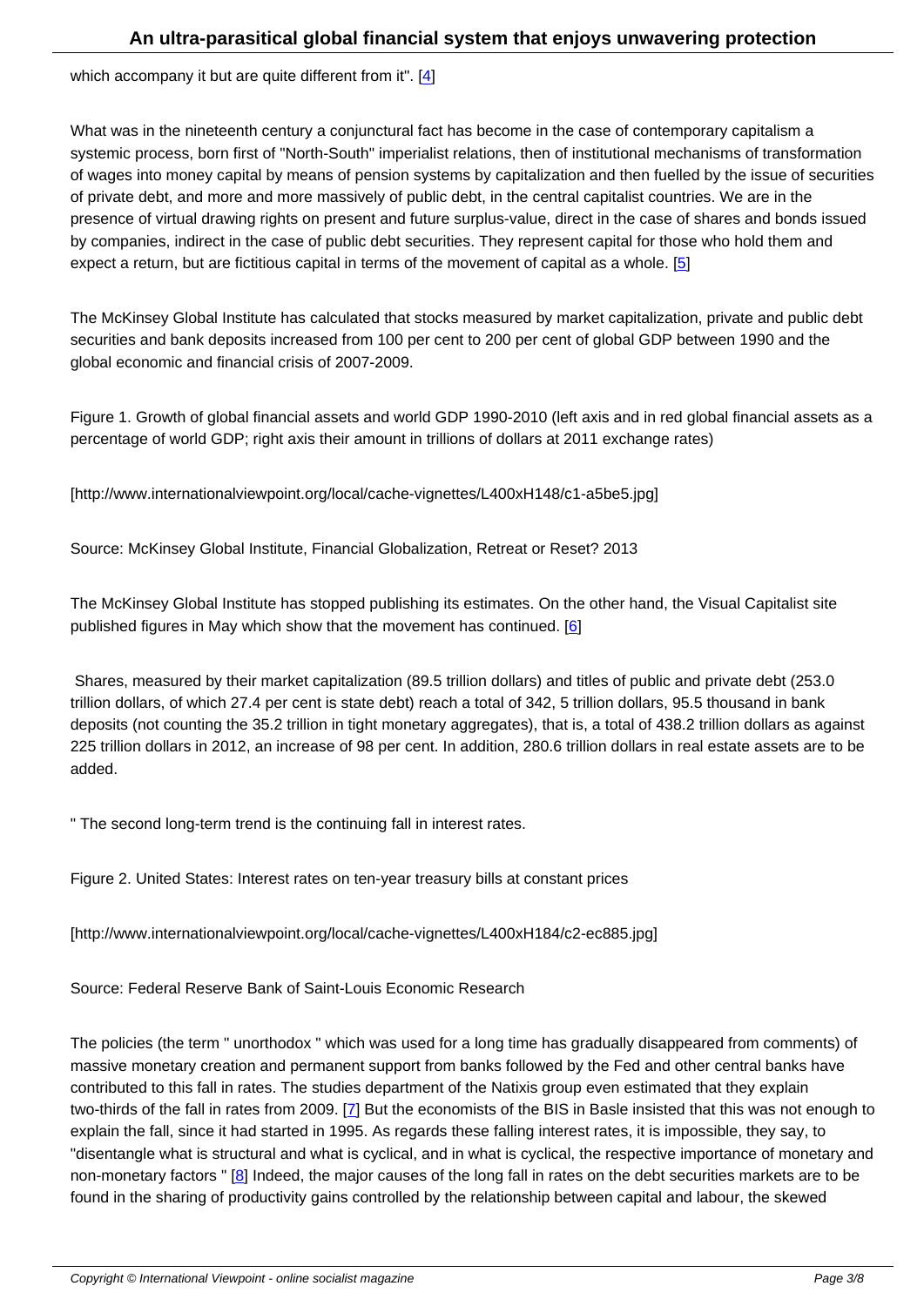which accompany it but are quite different from it". [4]

What was in the nineteenth century a conjunctural fact has become in the case of contemporary capitalism a systemic process, born first of "North-South" imperialist relations, then of institutional mechanisms of transformation of wages into money capital by means of pension systems by capitalization and then fuelled by the issue of securities of private debt, and more and more massively of public debt, in the central capitalist countries. We are in the presence of virtual drawing rights on present and future surplus-value, direct in the case of shares and bonds issued by companies, indirect in the case of public debt securities. They represent capital for those who hold them and expect a return, but are fictitious capital in terms of the movement of capital as a whole. [5]

The McKinsey Global Institute has calculated that stocks measured by market capitalization, private and public debt securities and bank deposits increased from 100 per cent to 200 per cent of global GDP between 1990 and the global economic and financial crisis of 2007-2009.

Figure 1. Growth of global financial assets and world GDP 1990-2010 (left axis and in red global financial assets as a percentage of world GDP; right axis their amount in trillions of dollars at 2011 exchange rates)

[http://www.internationalviewpoint.org/local/cache-vignettes/L400xH148/c1-a5be5.jpg]

Source: McKinsey Global Institute, Financial Globalization, Retreat or Reset? 2013

The McKinsey Global Institute has stopped publishing its estimates. On the other hand, the Visual Capitalist site published figures in May which show that the movement has continued. [6]

Shares, measured by their market capitalization (89.5 trillion dollars) and titles of public and private debt (253.0 trillion dollars, of which 27.4 per cent is state debt) reach a total of 342, 5 trillion dollars, 95.5 thousand in bank deposits (not counting the 35.2 trillion in tight monetary aggregates), that is, a total of 438.2 trillion dollars as against 225 trillion dollars in 2012, an increase of 98 per cent. In addition, 280.6 trillion dollars in real estate assets are to be added.

" The second long-term trend is the continuing fall in interest rates.

Figure 2. United States: Interest rates on ten-year treasury bills at constant prices

[http://www.internationalviewpoint.org/local/cache-vignettes/L400xH184/c2-ec885.jpg]

Source: Federal Reserve Bank of Saint-Louis Economic Research

The policies (the term " unorthodox " which was used for a long time has gradually disappeared from comments) of massive monetary creation and permanent support from banks followed by the Fed and other central banks have contributed to this fall in rates. The studies department of the Natixis group even estimated that they explain two-thirds of the fall in rates from 2009. [7] But the economists of the BIS in Basle insisted that this was not enough to explain the fall, since it had started in 1995. As regards these falling interest rates, it is impossible, they say, to "disentangle what is structural and what is cyclical, and in what is cyclical, the respective importance of monetary and non-monetary factors " [8] Indeed, the major causes of the long fall in rates on the debt securities markets are to be found in the sharing of productivity gains controlled by the relationship between capital and labour, the skewed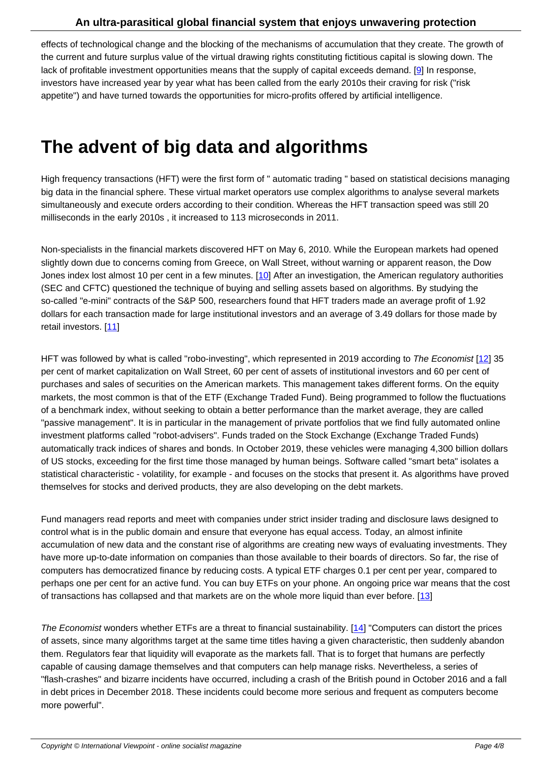effects of technological change and the blocking of the mechanisms of accumulation that they create. The growth of the current and future surplus value of the virtual drawing rights constituting fictitious capital is slowing down. The lack of profitable investment opportunities means that the supply of capital exceeds demand. [9] In response, investors have increased year by year what has been called from the early 2010s their craving for risk ("risk appetite") and have turned towards the opportunities for micro-profits offered by artificial intelligence.

# The advent of big data and algorithms

High frequency transactions (HFT) were the first form of " automatic trading " based on statistical decisions managing big data in the financial sphere. These virtual market operators use complex algorithms to analyse several markets simultaneously and execute orders according to their condition. Whereas the HFT transaction speed was still 20 milliseconds in the early 2010s , it increased to 113 microseconds in 2011.

Non-specialists in the financial markets discovered HFT on May 6, 2010. While the European markets had opened slightly down due to concerns coming from Greece, on Wall Street, without warning or apparent reason, the Dow Jones index lost almost 10 per cent in a few minutes. [10] After an investigation, the American regulatory authorities (SEC and CFTC) questioned the technique of buying and selling assets based on algorithms. By studying the so-called "e-mini" contracts of the S&P 500, researchers found that HFT traders made an average profit of 1.92 dollars for each transaction made for large institutional investors and an average of 3.49 dollars for those made by retail investors. [11]

HFT was followed by what is called "robo-investing", which represented in 2019 according to *The Economist* [12] 35 per cent of market capitalization on Wall Street, 60 per cent of assets of institutional investors and 60 per cent of purchases and sales of securities on the American markets. This management takes different forms. On the equity markets, the most common is that of the ETF (Exchange Traded Fund). Being programmed to follow the fluctuations of a benchmark index, without seeking to obtain a better performance than the market average, they are called "passive management". It is in particular in the management of private portfolios that we find fully automated online investment platforms called "robot-advisers". Funds traded on the Stock Exchange (Exchange Traded Funds) automatically track indices of shares and bonds. In October 2019, these vehicles were managing 4,300 billion dollars of US stocks, exceeding for the first time those managed by human beings. Software called "smart beta" isolates a statistical characteristic - volatility, for example - and focuses on the stocks that present it. As algorithms have proved themselves for stocks and derived products, they are also developing on the debt markets.

Fund managers read reports and meet with companies under strict insider trading and disclosure laws designed to control what is in the public domain and ensure that everyone has equal access. Today, an almost infinite accumulation of new data and the constant rise of algorithms are creating new ways of evaluating investments. They have more up-to-date information on companies than those available to their boards of directors. So far, the rise of computers has democratized finance by reducing costs. A typical ETF charges 0.1 per cent per year, compared to perhaps one per cent for an active fund. You can buy ETFs on your phone. An ongoing price war means that the cost of transactions has collapsed and that markets are on the whole more liquid than ever before. [13]

*The Economist* wonders whether ETFs are a threat to financial sustainability. [14] "Computers can distort the prices of assets, since many algorithms target at the same time titles having a given characteristic, then suddenly abandon them. Regulators fear that liquidity will evaporate as the markets fall. That is to forget that humans are perfectly capable of causing damage themselves and that computers can help manage risks. Nevertheless, a series of "flash-crashes" and bizarre incidents have occurred, including a crash of the British pound in October 2016 and a fall in debt prices in December 2018. These incidents could become more serious and frequent as computers become more powerful".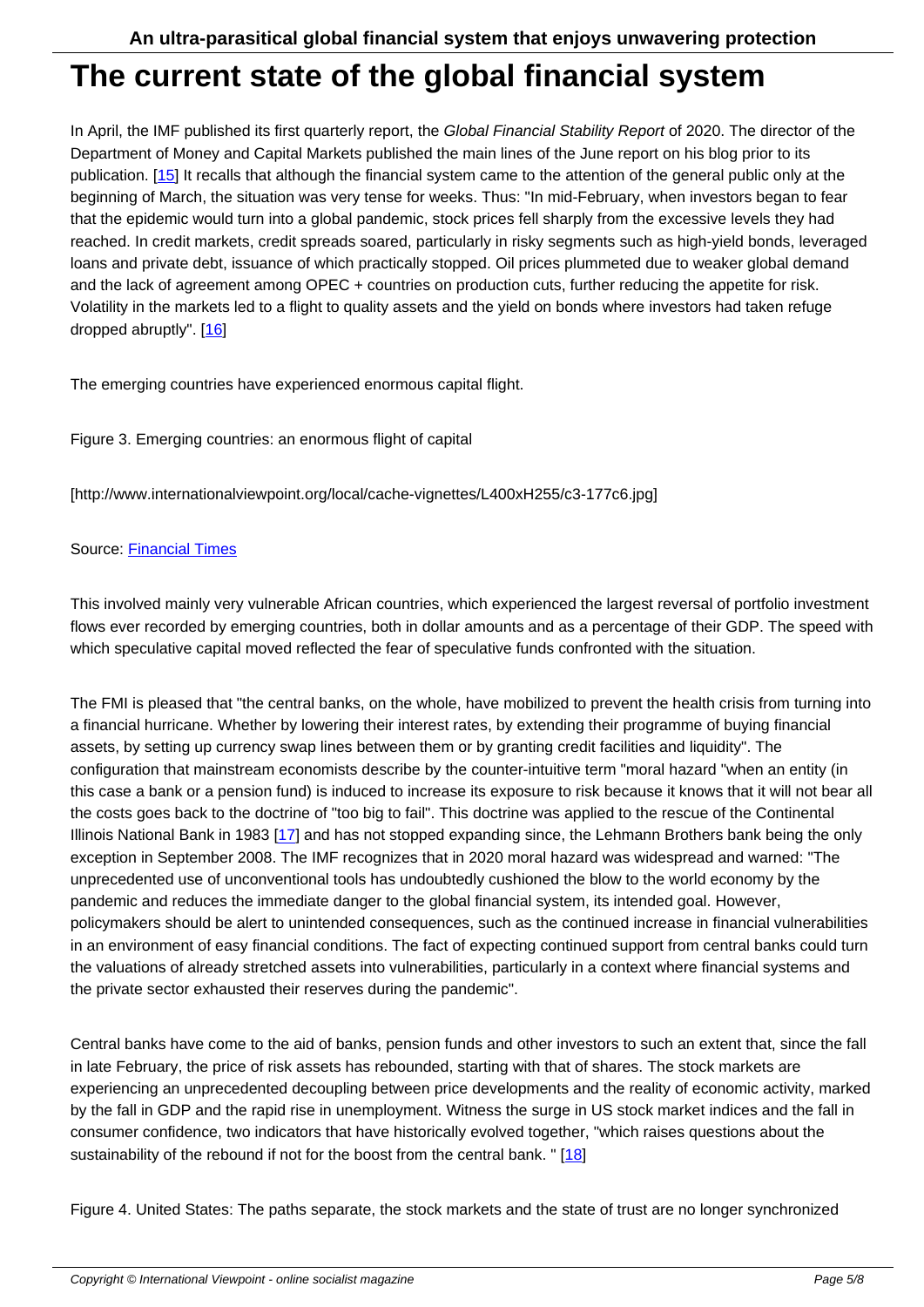# The current state of the global financial system

In April, the IMF published its first quarterly report, the *Global Financial Stability Report* of 2020. The director of the Department of Money and Capital Markets published the main lines of the June report on his blog prior to its publication. [15] It recalls that although the financial system came to the attention of the general public only at the beginning of March, the situation was very tense for weeks. Thus: "In mid-February, when investors began to fear that the epidemic would turn into a global pandemic, stock prices fell sharply from the excessive levels they had reached. In credit markets, credit spreads soared, particularly in risky segments such as high-yield bonds, leveraged loans and private debt, issuance of which practically stopped. Oil prices plummeted due to weaker global demand and the lack of agreement among OPEC + countries on production cuts, further reducing the appetite for risk. Volatility in the markets led to a flight to quality assets and the yield on bonds where investors had taken refuge dropped abruptly". [16]

The emerging countries have experienced enormous capital flight.

Figure 3. Emerging countries: an enormous flight of capital

[http://www.internationalviewpoint.org/local/cache-vignettes/L400xH255/c3-177c6.jpg]

Source: Financial Times

This involved mainly very vulnerable African countries, which experienced the largest reversal of portfolio investment flows ever recorded by emerging countries, both in dollar amounts and as a percentage of their GDP. The speed with which speculative capital moved reflected the fear of speculative funds confronted with the situation.

The FMI is pleased that "the central banks, on the whole, have mobilized to prevent the health crisis from turning into a financial hurricane. Whether by lowering their interest rates, by extending their programme of buying financial assets, by setting up currency swap lines between them or by granting credit facilities and liquidity". The configuration that mainstream economists describe by the counter-intuitive term "moral hazard "when an entity (in this case a bank or a pension fund) is induced to increase its exposure to risk because it knows that it will not bear all the costs goes back to the doctrine of "too big to fail". This doctrine was applied to the rescue of the Continental Illinois National Bank in 1983 [17] and has not stopped expanding since, the Lehmann Brothers bank being the only exception in September 2008. The IMF recognizes that in 2020 moral hazard was widespread and warned: "The unprecedented use of unconventional tools has undoubtedly cushioned the blow to the world economy by the pandemic and reduces the immediate danger to the global financial system, its intended goal. However, policymakers should be alert to unintended consequences, such as the continued increase in financial vulnerabilities in an environment of easy financial conditions. The fact of expecting continued support from central banks could turn the valuations of already stretched assets into vulnerabilities, particularly in a context where financial systems and the private sector exhausted their reserves during the pandemic".

Central banks have come to the aid of banks, pension funds and other investors to such an extent that, since the fall in late February, the price of risk assets has rebounded, starting with that of shares. The stock markets are experiencing an unprecedented decoupling between price developments and the reality of economic activity, marked by the fall in GDP and the rapid rise in unemployment. Witness the surge in US stock market indices and the fall in consumer confidence, two indicators that have historically evolved together, "which raises questions about the sustainability of the rebound if not for the boost from the central bank. " [18]

Figure 4. United States: The paths separate, the stock markets and the state of trust are no longer synchronized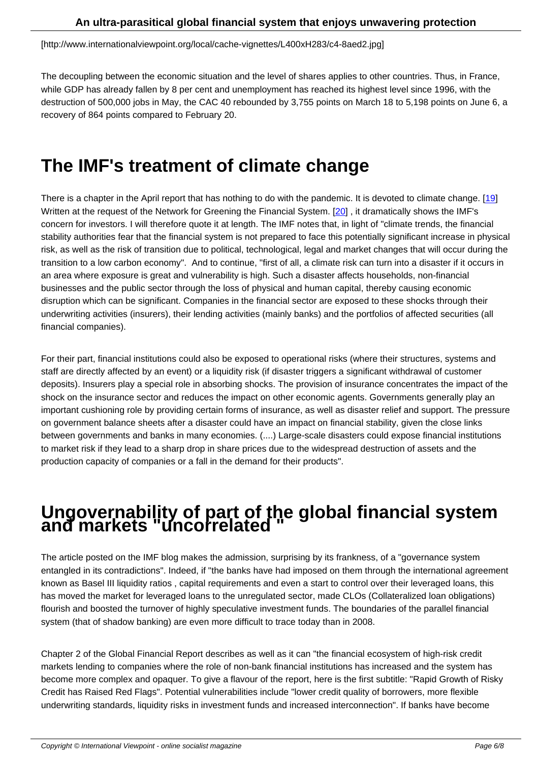[http://www.internationalviewpoint.org/local/cache-vignettes/L400xH283/c4-8aed2.jpg]

The decoupling between the economic situation and the level of shares applies to other countries. Thus, in France, while GDP has already fallen by 8 per cent and unemployment has reached its highest level since 1996, with the destruction of 500,000 jobs in May, the CAC 40 rebounded by 3,755 points on March 18 to 5,198 points on June 6, a recovery of 864 points compared to February 20.

# The IMF's treatment of climate change

There is a chapter in the April report that has nothing to do with the pandemic. It is devoted to climate change. [19] Written at the request of the Network for Greening the Financial System. [20] , it dramatically shows the IMF's concern for investors. I will therefore quote it at length. The IMF notes that, in light of "climate trends, the financial stability authorities fear that the financial system is not prepared to face this potentially significant increase in physical risk, as well as the risk of transition due to political, technological, legal and market changes that will occur during the transition to a low carbon economy". And to continue, "first of all, a climate risk can turn into a disaster if it occurs in an area where exposure is great and vulnerability is high. Such a disaster affects households, non-financial businesses and the public sector through the loss of physical and human capital, thereby causing economic disruption which can be significant. Companies in the financial sector are exposed to these shocks through their underwriting activities (insurers), their lending activities (mainly banks) and the portfolios of affected securities (all financial companies).

For their part, financial institutions could also be exposed to operational risks (where their structures, systems and staff are directly affected by an event) or a liquidity risk (if disaster triggers a significant withdrawal of customer deposits). Insurers play a special role in absorbing shocks. The provision of insurance concentrates the impact of the shock on the insurance sector and reduces the impact on other economic agents. Governments generally play an important cushioning role by providing certain forms of insurance, as well as disaster relief and support. The pressure on government balance sheets after a disaster could have an impact on financial stability, given the close links between governments and banks in many economies. (....) Large-scale disasters could expose financial institutions to market risk if they lead to a sharp drop in share prices due to the widespread destruction of assets and the production capacity of companies or a fall in the demand for their products".

# Ungovernability of part of the global financial system and markets "uncorrelated "

The article posted on the IMF blog makes the admission, surprising by its frankness, of a "governance system entangled in its contradictions". Indeed, if "the banks have had imposed on them through the international agreement known as Basel III liquidity ratios , capital requirements and even a start to control over their leveraged loans, this has moved the market for leveraged loans to the unregulated sector, made CLOs (Collateralized loan obligations) flourish and boosted the turnover of highly speculative investment funds. The boundaries of the parallel financial system (that of shadow banking) are even more difficult to trace today than in 2008.

Chapter 2 of the Global Financial Report describes as well as it can "the financial ecosystem of high-risk credit markets lending to companies where the role of non-bank financial institutions has increased and the system has become more complex and opaquer. To give a flavour of the report, here is the first subtitle: "Rapid Growth of Risky Credit has Raised Red Flags". Potential vulnerabilities include "lower credit quality of borrowers, more flexible underwriting standards, liquidity risks in investment funds and increased interconnection". If banks have become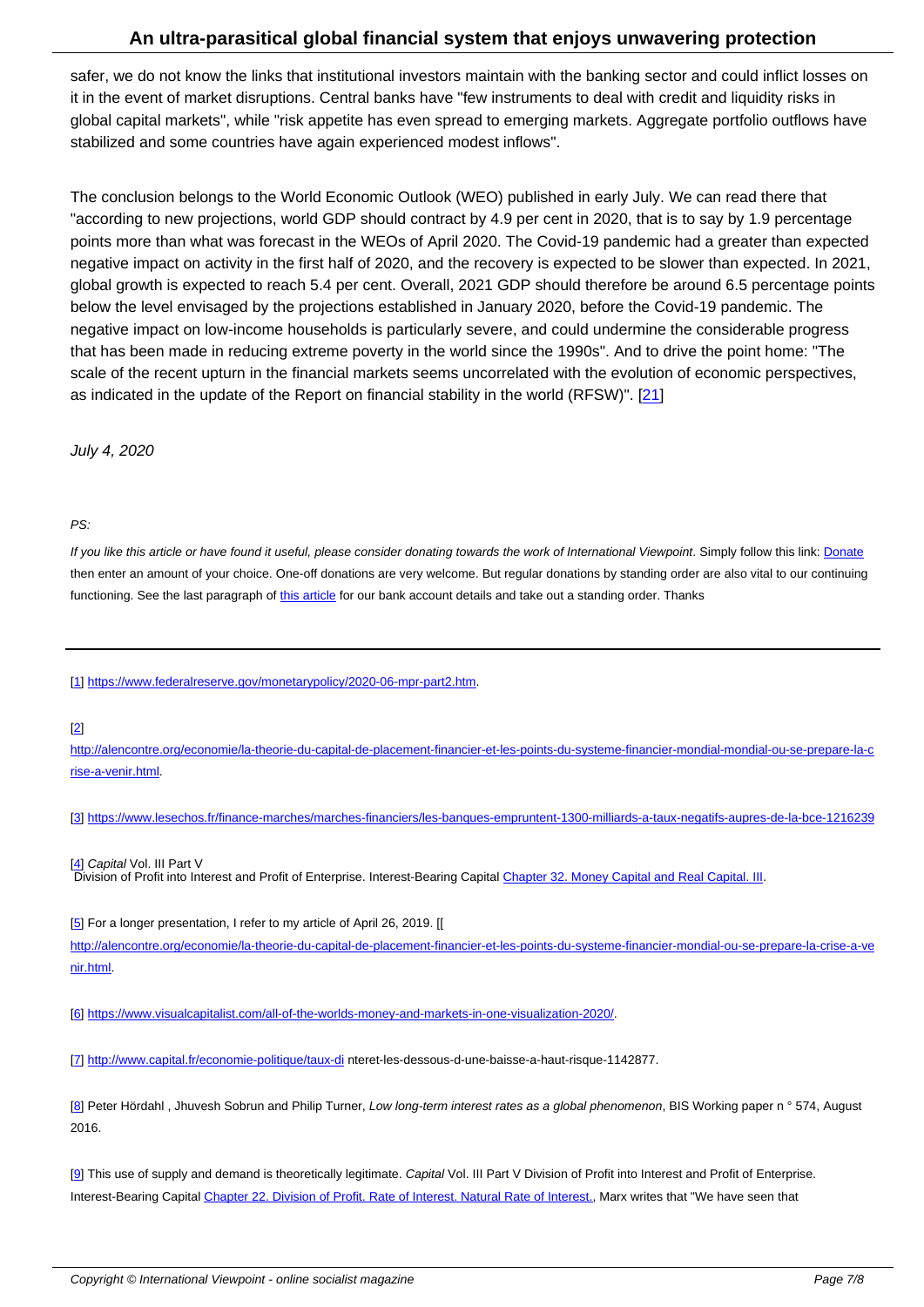safer, we do not know the links that institutional investors maintain with the banking sector and could inflict losses on it in the event of market disruptions. Central banks have "few instruments to deal with credit and liquidity risks in global capital markets", while "risk appetite has even spread to emerging markets. Aggregate portfolio outflows have stabilized and some countries have again experienced modest inflows".

The conclusion belongs to the World Economic Outlook (WEO) published in early July. We can read there that "according to new projections, world GDP should contract by 4.9 per cent in 2020, that is to say by 1.9 percentage points more than what was forecast in the WEOs of April 2020. The Covid-19 pandemic had a greater than expected negative impact on activity in the first half of 2020, and the recovery is expected to be slower than expected. In 2021, global growth is expected to reach 5.4 per cent. Overall, 2021 GDP should therefore be around 6.5 percentage points below the level envisaged by the projections established in January 2020, before the Covid-19 pandemic. The negative impact on low-income households is particularly severe, and could undermine the considerable progress that has been made in reducing extreme poverty in the world since the 1990s". And to drive the point home: "The scale of the recent upturn in the financial markets seems uncorrelated with the evolution of economic perspectives, as indicated in the update of the Report on financial stability in the world (RFSW)". [21]

*July 4, 2020*

*PS:*

*If you like this article or have found it useful, please consider donating towards the work of International Viewpoint*. Simply follow this link: Donate then enter an amount of your choice. One-off donations are very welcome. But regular donations by standing order are also vital to our continuing functioning. See the last paragraph of this article for our bank account details and take out a standing order. Thanks

---

[1] https://www.federalreserve.gov/monetarypolicy/2020-06-mpr-part2.htm.

[2] http://alencontre.org/economie/la-theorie-du-capital-de-placement-financier-et-les-points-du-systeme-financier-mondial-mondial-ou-se-prepare-la-crise-a-venir.html.

[3] https://www.lesechos.fr/finance-marches/marches-financiers/les-banques-empruntent-1300-milliards-a-taux-negatifs-aupres-de-la-bce-1216239

[4] *Capital* Vol. III Part V Division of Profit into Interest and Profit of Enterprise. Interest-Bearing Capital Chapter 32. Money Capital and Real Capital. III.

[5] For a longer presentation, I refer to my article of April 26, 2019. [[ http://alencontre.org/economie/la-theorie-du-capital-de-placement-financier-et-les-points-du-systeme-financier-mondial-ou-se-prepare-la-crise-a-venir.html.

[6] https://www.visualcapitalist.com/all-of-the-worlds-money-and-markets-in-one-visualization-2020/.

[7] http://www.capital.fr/economie-politique/taux-di nteret-les-dessous-d-une-baisse-a-haut-risque-1142877.

[8] Peter Hördahl , Jhuvesh Sobrun and Philip Turner, *Low long-term interest rates as a global phenomenon*, BIS Working paper n ° 574, August 2016.

[9] This use of supply and demand is theoretically legitimate. *Capital* Vol. III Part V Division of Profit into Interest and Profit of Enterprise. Interest-Bearing Capital Chapter 22. Division of Profit. Rate of Interest. Natural Rate of Interest., Marx writes that "We have seen that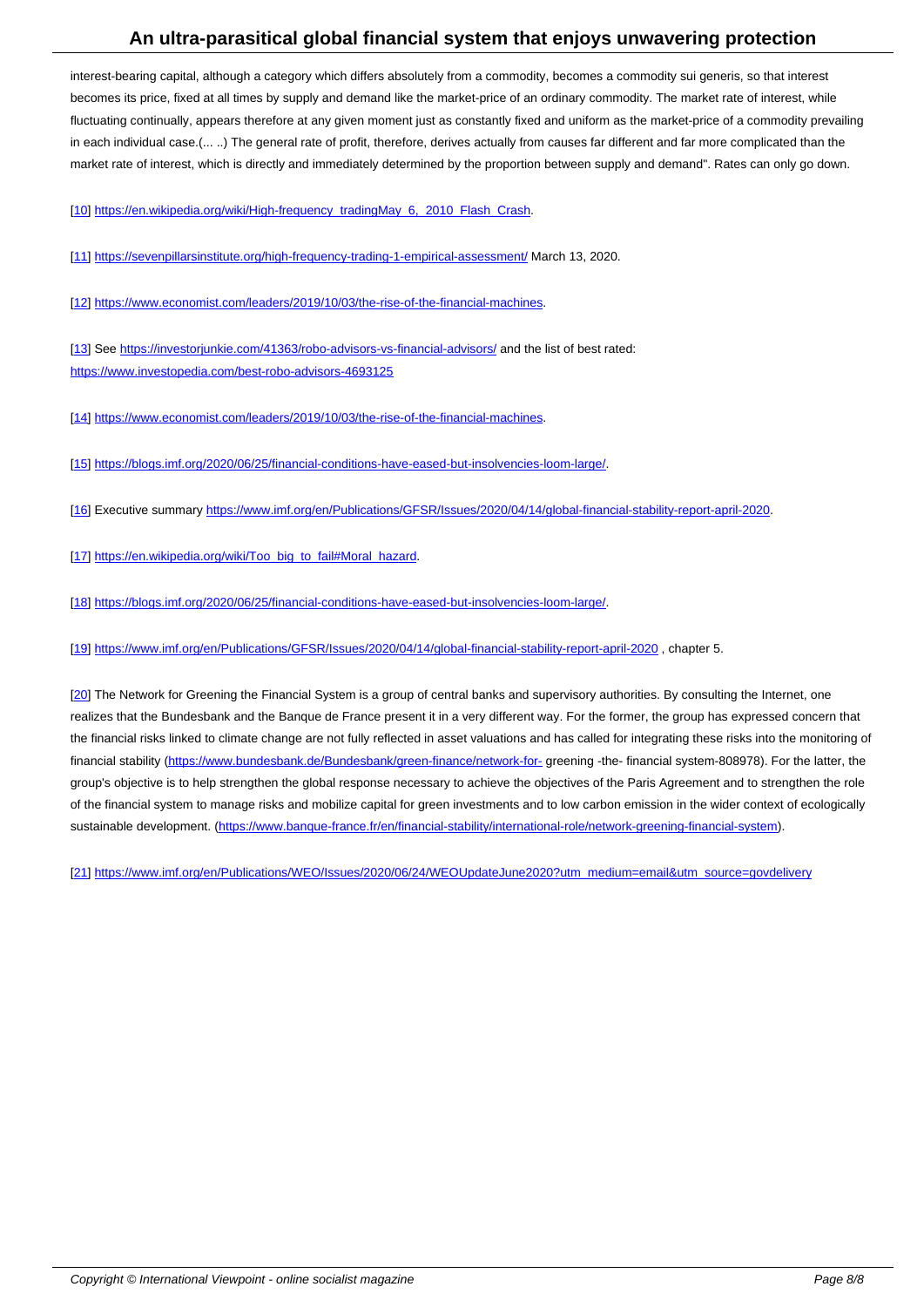interest-bearing capital, although a category which differs absolutely from a commodity, becomes a commodity sui generis, so that interest becomes its price, fixed at all times by supply and demand like the market-price of an ordinary commodity. The market rate of interest, while fluctuating continually, appears therefore at any given moment just as constantly fixed and uniform as the market-price of a commodity prevailing in each individual case.(... ..) The general rate of profit, therefore, derives actually from causes far different and far more complicated than the market rate of interest, which is directly and immediately determined by the proportion between supply and demand". Rates can only go down.

[10] https://en.wikipedia.org/wiki/High-frequency_tradingMay_6,_2010_Flash_Crash.

[11] https://sevenpillarsinstitute.org/high-frequency-trading-1-empirical-assessment/ March 13, 2020.

[12] https://www.economist.com/leaders/2019/10/03/the-rise-of-the-financial-machines.

[13] See https://investorjunkie.com/41363/robo-advisors-vs-financial-advisors/ and the list of best rated: https://www.investopedia.com/best-robo-advisors-4693125

[14] https://www.economist.com/leaders/2019/10/03/the-rise-of-the-financial-machines.

[15] https://blogs.imf.org/2020/06/25/financial-conditions-have-eased-but-insolvencies-loom-large/.

[16] Executive summary https://www.imf.org/en/Publications/GFSR/Issues/2020/04/14/global-financial-stability-report-april-2020.

[17] https://en.wikipedia.org/wiki/Too_big_to_fail#Moral_hazard.

[18] https://blogs.imf.org/2020/06/25/financial-conditions-have-eased-but-insolvencies-loom-large/.

[19] https://www.imf.org/en/Publications/GFSR/Issues/2020/04/14/global-financial-stability-report-april-2020 , chapter 5.

[20] The Network for Greening the Financial System is a group of central banks and supervisory authorities. By consulting the Internet, one realizes that the Bundesbank and the Banque de France present it in a very different way. For the former, the group has expressed concern that the financial risks linked to climate change are not fully reflected in asset valuations and has called for integrating these risks into the monitoring of financial stability (https://www.bundesbank.de/Bundesbank/green-finance/network-for- greening -the- financial system-808978). For the latter, the group's objective is to help strengthen the global response necessary to achieve the objectives of the Paris Agreement and to strengthen the role of the financial system to manage risks and mobilize capital for green investments and to low carbon emission in the wider context of ecologically sustainable development. (https://www.banque-france.fr/en/financial-stability/international-role/network-greening-financial-system).

[21] https://www.imf.org/en/Publications/WEO/Issues/2020/06/24/WEOUpdateJune2020?utm_medium=email&utm_source=govdelivery